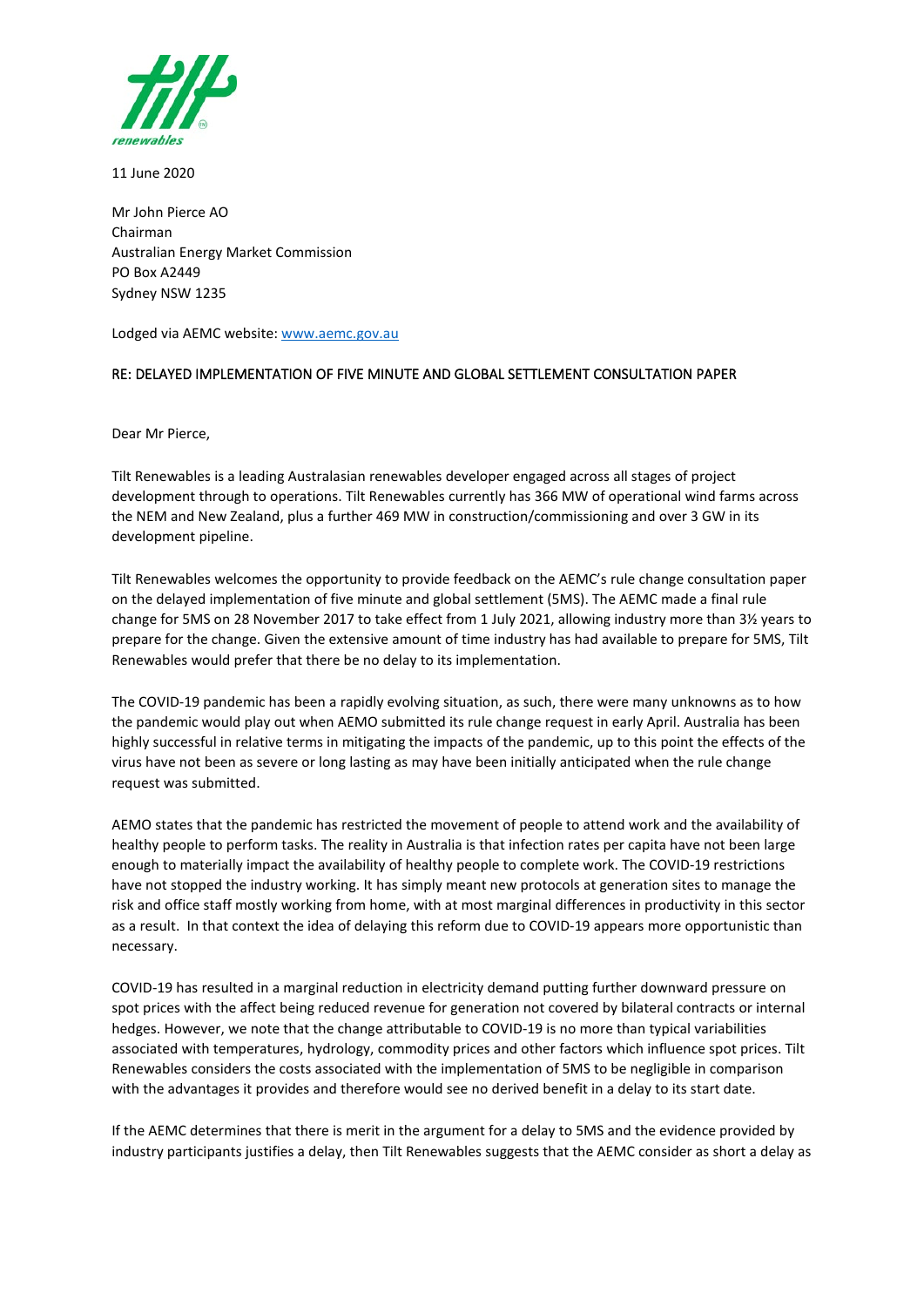11 June 2020

Mr John Pierce AO
Chairman
Australian Energy Market Commission
PO Box A2449
Sydney NSW 1235

Lodged via AEMC website: www.aemc.gov.au

RE: DELAYED IMPLEMENTATION OF FIVE MINUTE AND GLOBAL SETTLEMENT CONSULTATION PAPER

Dear Mr Pierce,

Tilt Renewables is a leading Australasian renewables developer engaged across all stages of project development through to operations. Tilt Renewables currently has 366 MW of operational wind farms across the NEM and New Zealand, plus a further 469 MW in construction/commissioning and over 3 GW in its development pipeline.

Tilt Renewables welcomes the opportunity to provide feedback on the AEMC's rule change consultation paper on the delayed implementation of five minute and global settlement (5MS). The AEMC made a final rule change for 5MS on 28 November 2017 to take effect from 1 July 2021, allowing industry more than 3½ years to prepare for the change. Given the extensive amount of time industry has had available to prepare for 5MS, Tilt Renewables would prefer that there be no delay to its implementation.

The COVID-19 pandemic has been a rapidly evolving situation, as such, there were many unknowns as to how the pandemic would play out when AEMO submitted its rule change request in early April. Australia has been highly successful in relative terms in mitigating the impacts of the pandemic, up to this point the effects of the virus have not been as severe or long lasting as may have been initially anticipated when the rule change request was submitted.

AEMO states that the pandemic has restricted the movement of people to attend work and the availability of healthy people to perform tasks. The reality in Australia is that infection rates per capita have not been large enough to materially impact the availability of healthy people to complete work. The COVID-19 restrictions have not stopped the industry working. It has simply meant new protocols at generation sites to manage the risk and office staff mostly working from home, with at most marginal differences in productivity in this sector as a result. In that context the idea of delaying this reform due to COVID-19 appears more opportunistic than necessary.

COVID-19 has resulted in a marginal reduction in electricity demand putting further downward pressure on spot prices with the affect being reduced revenue for generation not covered by bilateral contracts or internal hedges. However, we note that the change attributable to COVID-19 is no more than typical variabilities associated with temperatures, hydrology, commodity prices and other factors which influence spot prices. Tilt Renewables considers the costs associated with the implementation of 5MS to be negligible in comparison with the advantages it provides and therefore would see no derived benefit in a delay to its start date.

If the AEMC determines that there is merit in the argument for a delay to 5MS and the evidence provided by industry participants justifies a delay, then Tilt Renewables suggests that the AEMC consider as short a delay as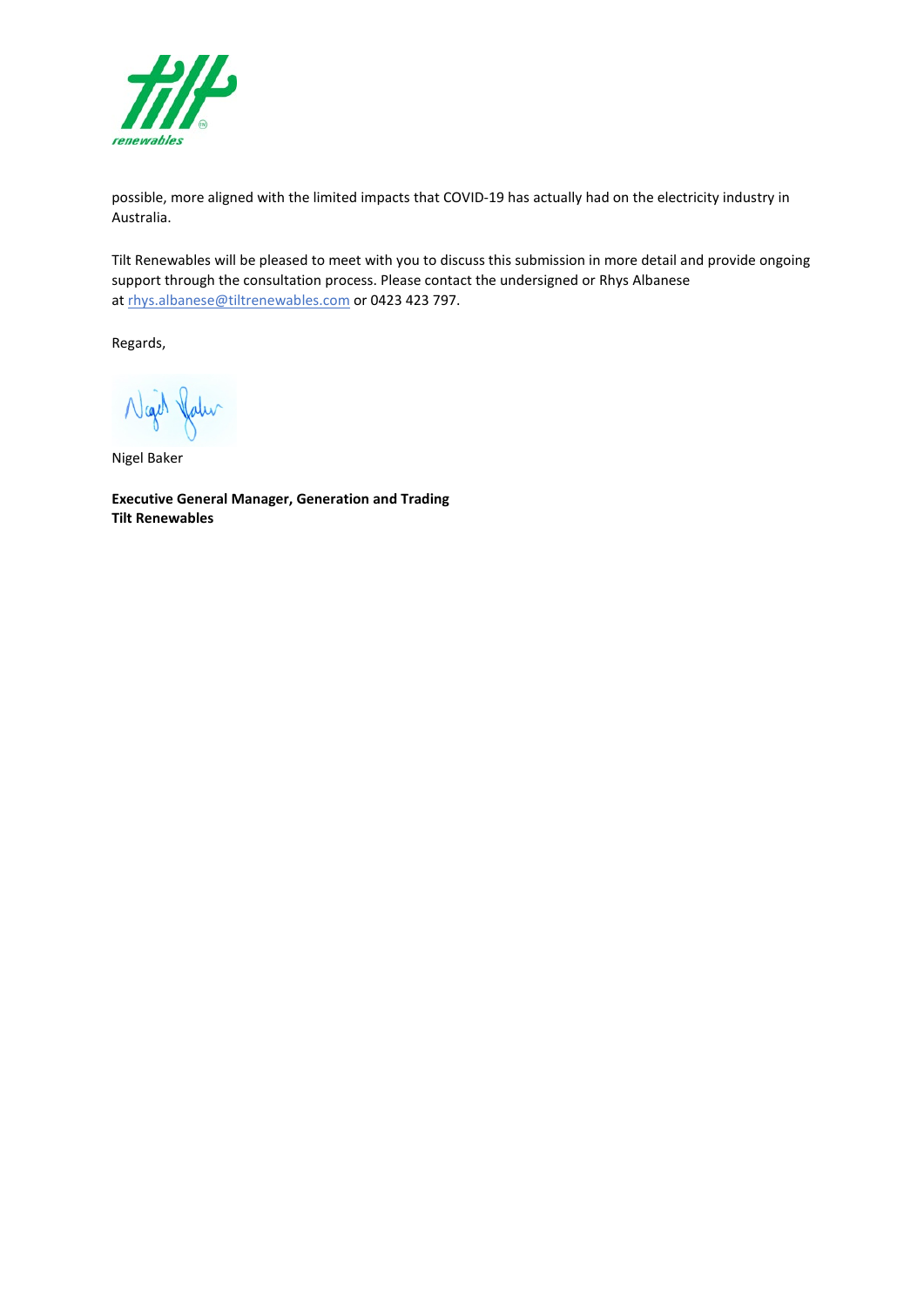possible, more aligned with the limited impacts that COVID-19 has actually had on the electricity industry in Australia.

Tilt Renewables will be pleased to meet with you to discuss this submission in more detail and provide ongoing support through the consultation process. Please contact the undersigned or Rhys Albanese at rhys.albanese@tiltrenewables.com or 0423 423 797.

Regards,

Nigel Baker

**Executive General Manager, Generation and Trading**
**Tilt Renewables**